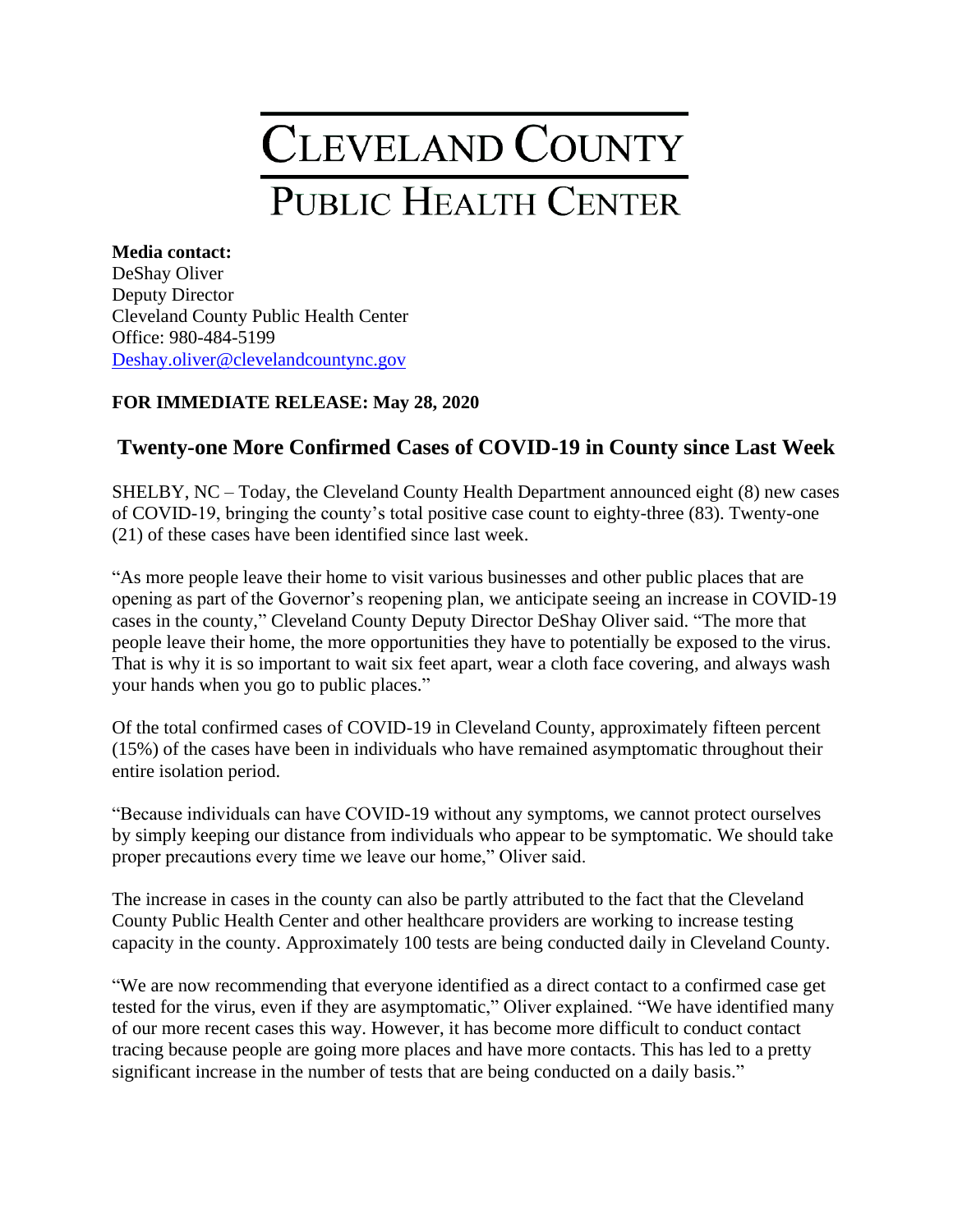# CLEVELAND COUNTY

## PUBLIC HEALTH CENTER

**Media contact:**
DeShay Oliver
Deputy Director
Cleveland County Public Health Center
Office: 980-484-5199
Deshay.oliver@clevelandcountync.gov

**FOR IMMEDIATE RELEASE: May 28, 2020**

### Twenty-one More Confirmed Cases of COVID-19 in County since Last Week

SHELBY, NC – Today, the Cleveland County Health Department announced eight (8) new cases of COVID-19, bringing the county's total positive case count to eighty-three (83). Twenty-one (21) of these cases have been identified since last week.

"As more people leave their home to visit various businesses and other public places that are opening as part of the Governor's reopening plan, we anticipate seeing an increase in COVID-19 cases in the county," Cleveland County Deputy Director DeShay Oliver said. "The more that people leave their home, the more opportunities they have to potentially be exposed to the virus. That is why it is so important to wait six feet apart, wear a cloth face covering, and always wash your hands when you go to public places."

Of the total confirmed cases of COVID-19 in Cleveland County, approximately fifteen percent (15%) of the cases have been in individuals who have remained asymptomatic throughout their entire isolation period.

"Because individuals can have COVID-19 without any symptoms, we cannot protect ourselves by simply keeping our distance from individuals who appear to be symptomatic. We should take proper precautions every time we leave our home," Oliver said.

The increase in cases in the county can also be partly attributed to the fact that the Cleveland County Public Health Center and other healthcare providers are working to increase testing capacity in the county. Approximately 100 tests are being conducted daily in Cleveland County.

"We are now recommending that everyone identified as a direct contact to a confirmed case get tested for the virus, even if they are asymptomatic," Oliver explained. "We have identified many of our more recent cases this way. However, it has become more difficult to conduct contact tracing because people are going more places and have more contacts. This has led to a pretty significant increase in the number of tests that are being conducted on a daily basis."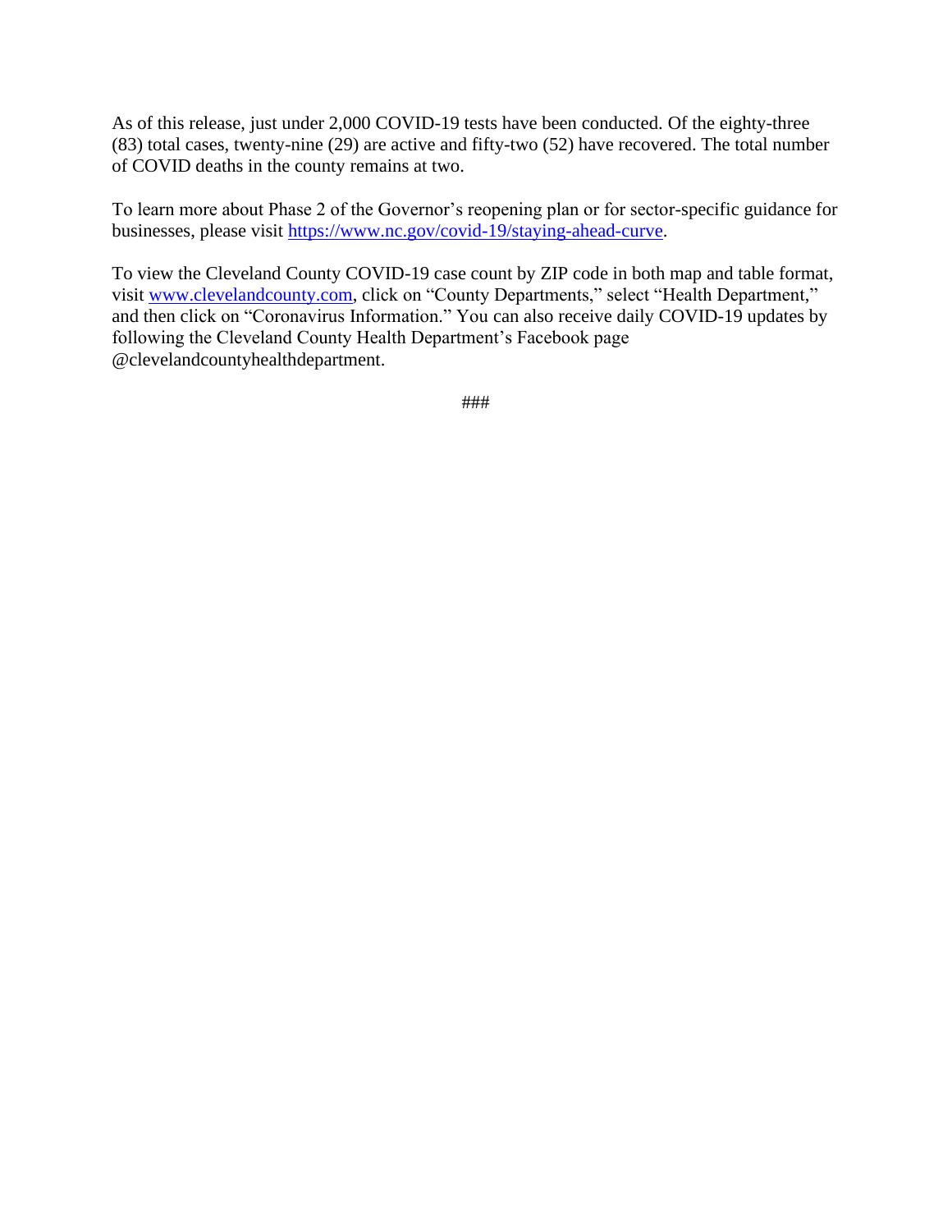As of this release, just under 2,000 COVID-19 tests have been conducted. Of the eighty-three (83) total cases, twenty-nine (29) are active and fifty-two (52) have recovered. The total number of COVID deaths in the county remains at two.

To learn more about Phase 2 of the Governor's reopening plan or for sector-specific guidance for businesses, please visit [https://www.nc.gov/covid-19/staying-ahead-curve](https://www.nc.gov/covid-19/staying-ahead-curve).

To view the Cleveland County COVID-19 case count by ZIP code in both map and table format, visit [www.clevelandcounty.com](http://www.clevelandcounty.com), click on "County Departments," select "Health Department," and then click on "Coronavirus Information." You can also receive daily COVID-19 updates by following the Cleveland County Health Department's Facebook page @clevelandcountyhealthdepartment.

###